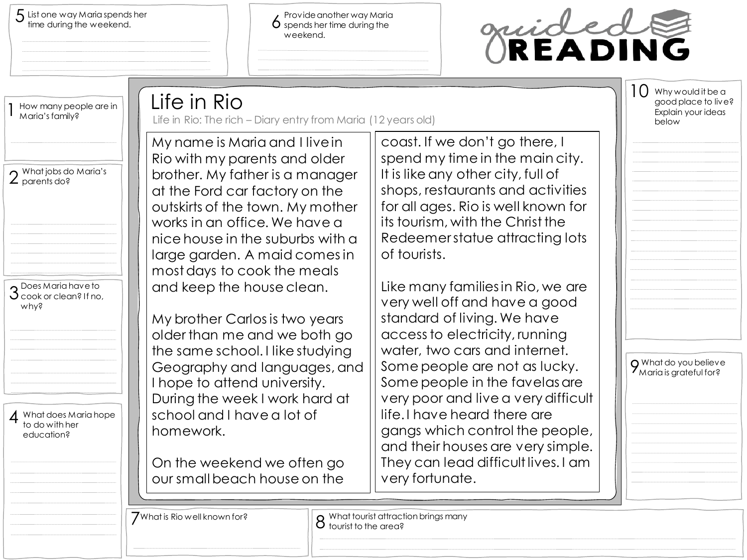# Guided Reading

## Life in Rio

Life in Rio: The rich – Diary entry from Maria (12 years old)

My name is Maria and I live in Rio with my parents and older brother. My father is a manager at the Ford car factory on the outskirts of the town. My mother works in an office. We have a nice house in the suburbs with a large garden. A maid comes in most days to cook the meals and keep the house clean.

My brother Carlos is two years older than me and we both go the same school. I like studying Geography and languages, and I hope to attend university. During the week I work hard at school and I have a lot of homework.

On the weekend we often go our small beach house on the coast. If we don't go there, I spend my time in the main city. It is like any other city, full of shops, restaurants and activities for all ages. Rio is well known for its tourism, with the Christ the Redeemer statue attracting lots of tourists.

Like many families in Rio, we are very well off and have a good standard of living. We have access to electricity, running water, two cars and internet. Some people are not as lucky. Some people in the favelas are very poor and live a very difficult life. I have heard there are gangs which control the people, and their houses are very simple. They can lead difficult lives. I am very fortunate.

## Questions

1. How many people are in Maria's family?

2. What jobs do Maria's parents do?

3. Does Maria have to cook or clean? If no, why?

4. What does Maria hope to do with her education?

5. List one way Maria spends her time during the weekend.

6. Provide another way Maria spends her time during the weekend.

7. What is Rio well known for?

8. What tourist attraction brings many tourist to the area?

9. What do you believe Maria is grateful for?

10. Why would it be a good place to live? Explain your ideas below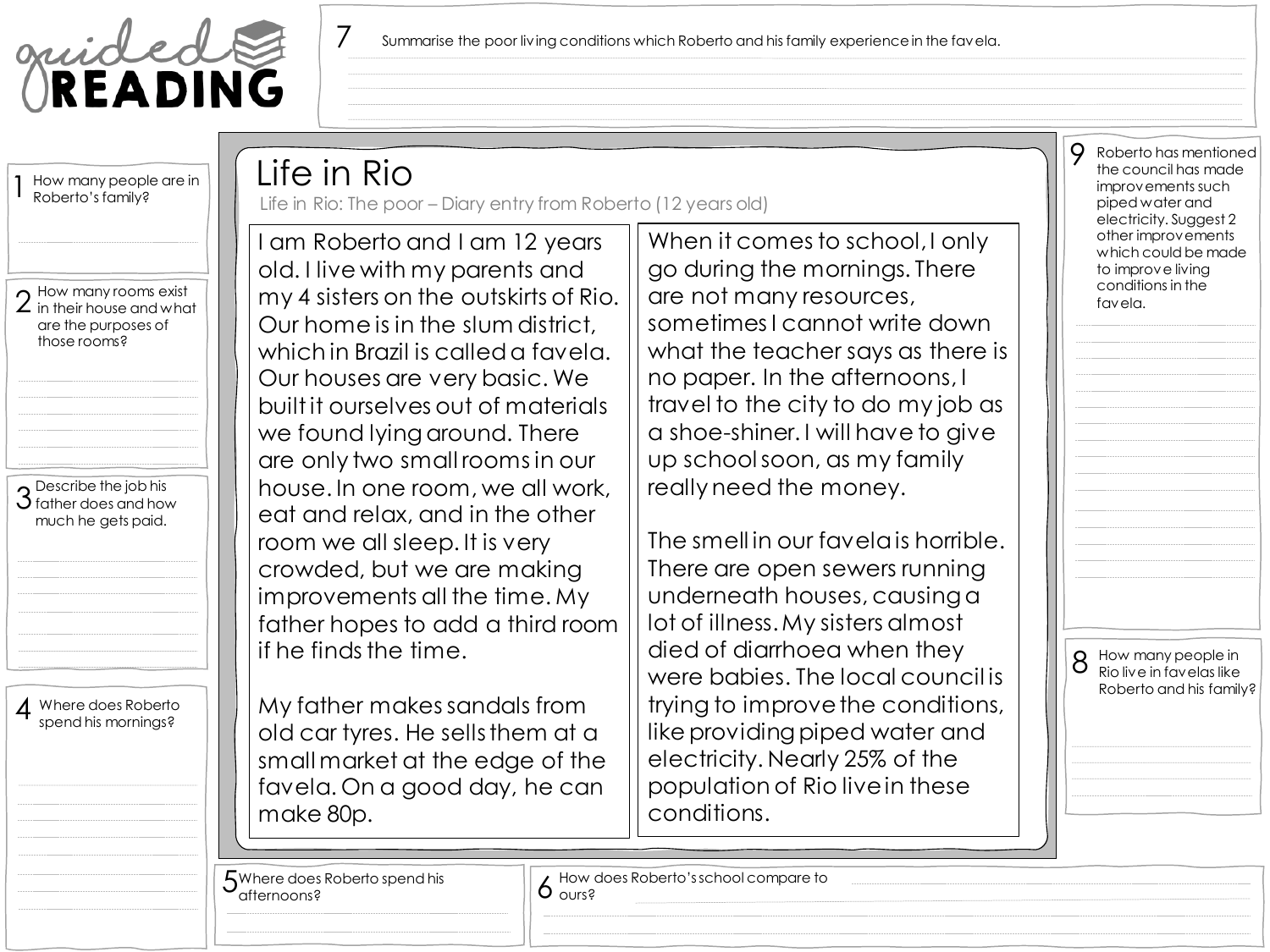# Guided Reading

## Life in Rio

Life in Rio: The poor – Diary entry from Roberto (12 years old)

I am Roberto and I am 12 years old. I live with my parents and my 4 sisters on the outskirts of Rio. Our home is in the slum district, which in Brazil is called a favela. Our houses are very basic. We built it ourselves out of materials we found lying around. There are only two small rooms in our house. In one room, we all work, eat and relax, and in the other room we all sleep. It is very crowded, but we are making improvements all the time. My father hopes to add a third room if he finds the time.

My father makes sandals from old car tyres. He sells them at a small market at the edge of the favela. On a good day, he can make 80p.

When it comes to school, I only go during the mornings. There are not many resources, sometimes I cannot write down what the teacher says as there is no paper. In the afternoons, I travel to the city to do my job as a shoe-shiner. I will have to give up school soon, as my family really need the money.

The smell in our favela is horrible. There are open sewers running underneath houses, causing a lot of illness. My sisters almost died of diarrhoea when they were babies. The local council is trying to improve the conditions, like providing piped water and electricity. Nearly 25% of the population of Rio live in these conditions.

---

1. How many people are in Roberto's family?

2. How many rooms exist in their house and what are the purposes of those rooms?

3. Describe the job his father does and how much he gets paid.

4. Where does Roberto spend his mornings?

5. Where does Roberto spend his afternoons?

6. How does Roberto's school compare to ours?

7. Summarise the poor living conditions which Roberto and his family experience in the favela.

8. How many people in Rio live in favelas like Roberto and his family?

9. Roberto has mentioned the council has made improvements such piped water and electricity. Suggest 2 other improvements which could be made to improve living conditions in the favela.